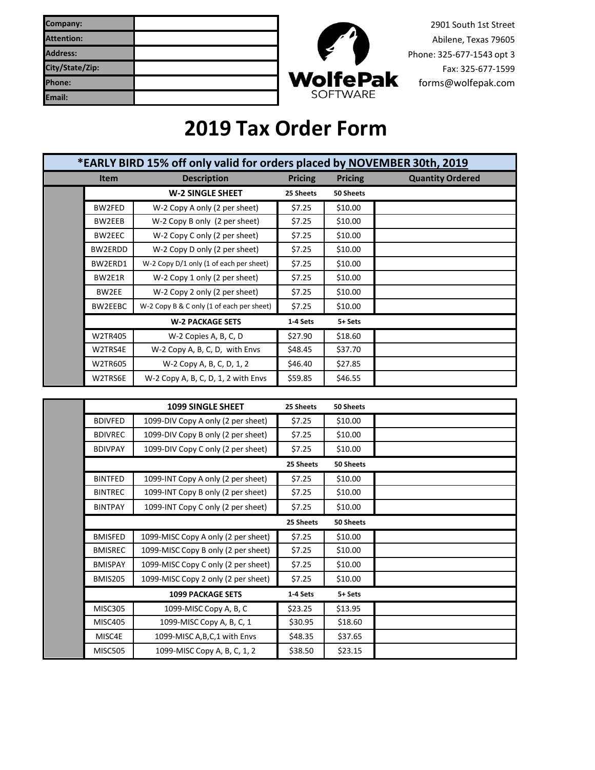| Company: | |
| --- | --- |
| Attention: | |
| Address: | |
| City/State/Zip: | |
| Phone: | |
| Email: | |

WolfePak SOFTWARE

2901 South 1st Street
Abilene, Texas 79605
Phone: 325-677-1543 opt 3
Fax: 325-677-1599
forms@wolfepak.com

# 2019 Tax Order Form

**\*EARLY BIRD 15% off only valid for orders placed by NOVEMBER 30th, 2019**

| Item | Description | Pricing | Pricing | Quantity Ordered |
| --- | --- | --- | --- | --- |
| | **W-2 SINGLE SHEET** | **25 Sheets** | **50 Sheets** | |
| BW2FED | W-2 Copy A only (2 per sheet) | $7.25 | $10.00 | |
| BW2EEB | W-2 Copy B only (2 per sheet) | $7.25 | $10.00 | |
| BW2EEC | W-2 Copy C only (2 per sheet) | $7.25 | $10.00 | |
| BW2ERDD | W-2 Copy D only (2 per sheet) | $7.25 | $10.00 | |
| BW2ERD1 | W-2 Copy D/1 only (1 of each per sheet) | $7.25 | $10.00 | |
| BW2E1R | W-2 Copy 1 only (2 per sheet) | $7.25 | $10.00 | |
| BW2EE | W-2 Copy 2 only (2 per sheet) | $7.25 | $10.00 | |
| BW2EEBC | W-2 Copy B & C only (1 of each per sheet) | $7.25 | $10.00 | |
| | **W-2 PACKAGE SETS** | **1-4 Sets** | **5+ Sets** | |
| W2TR405 | W-2 Copies A, B, C, D | $27.90 | $18.60 | |
| W2TRS4E | W-2 Copy A, B, C, D, with Envs | $48.45 | $37.70 | |
| W2TR605 | W-2 Copy A, B, C, D, 1, 2 | $46.40 | $27.85 | |
| W2TRS6E | W-2 Copy A, B, C, D, 1, 2 with Envs | $59.85 | $46.55 | |

| Item | Description | Pricing | Pricing | Quantity Ordered |
| --- | --- | --- | --- | --- |
| | **1099 SINGLE SHEET** | **25 Sheets** | **50 Sheets** | |
| BDIVFED | 1099-DIV Copy A only (2 per sheet) | $7.25 | $10.00 | |
| BDIVREC | 1099-DIV Copy B only (2 per sheet) | $7.25 | $10.00 | |
| BDIVPAY | 1099-DIV Copy C only (2 per sheet) | $7.25 | $10.00 | |
| | | **25 Sheets** | **50 Sheets** | |
| BINTFED | 1099-INT Copy A only (2 per sheet) | $7.25 | $10.00 | |
| BINTREC | 1099-INT Copy B only (2 per sheet) | $7.25 | $10.00 | |
| BINTPAY | 1099-INT Copy C only (2 per sheet) | $7.25 | $10.00 | |
| | | **25 Sheets** | **50 Sheets** | |
| BMISFED | 1099-MISC Copy A only (2 per sheet) | $7.25 | $10.00 | |
| BMISREC | 1099-MISC Copy B only (2 per sheet) | $7.25 | $10.00 | |
| BMISPAY | 1099-MISC Copy C only (2 per sheet) | $7.25 | $10.00 | |
| BMIS205 | 1099-MISC Copy 2 only (2 per sheet) | $7.25 | $10.00 | |
| | **1099 PACKAGE SETS** | **1-4 Sets** | **5+ Sets** | |
| MISC305 | 1099-MISC Copy A, B, C | $23.25 | $13.95 | |
| MISC405 | 1099-MISC Copy A, B, C, 1 | $30.95 | $18.60 | |
| MISC4E | 1099-MISC A,B,C,1 with Envs | $48.35 | $37.65 | |
| MISC505 | 1099-MISC Copy A, B, C, 1, 2 | $38.50 | $23.15 | |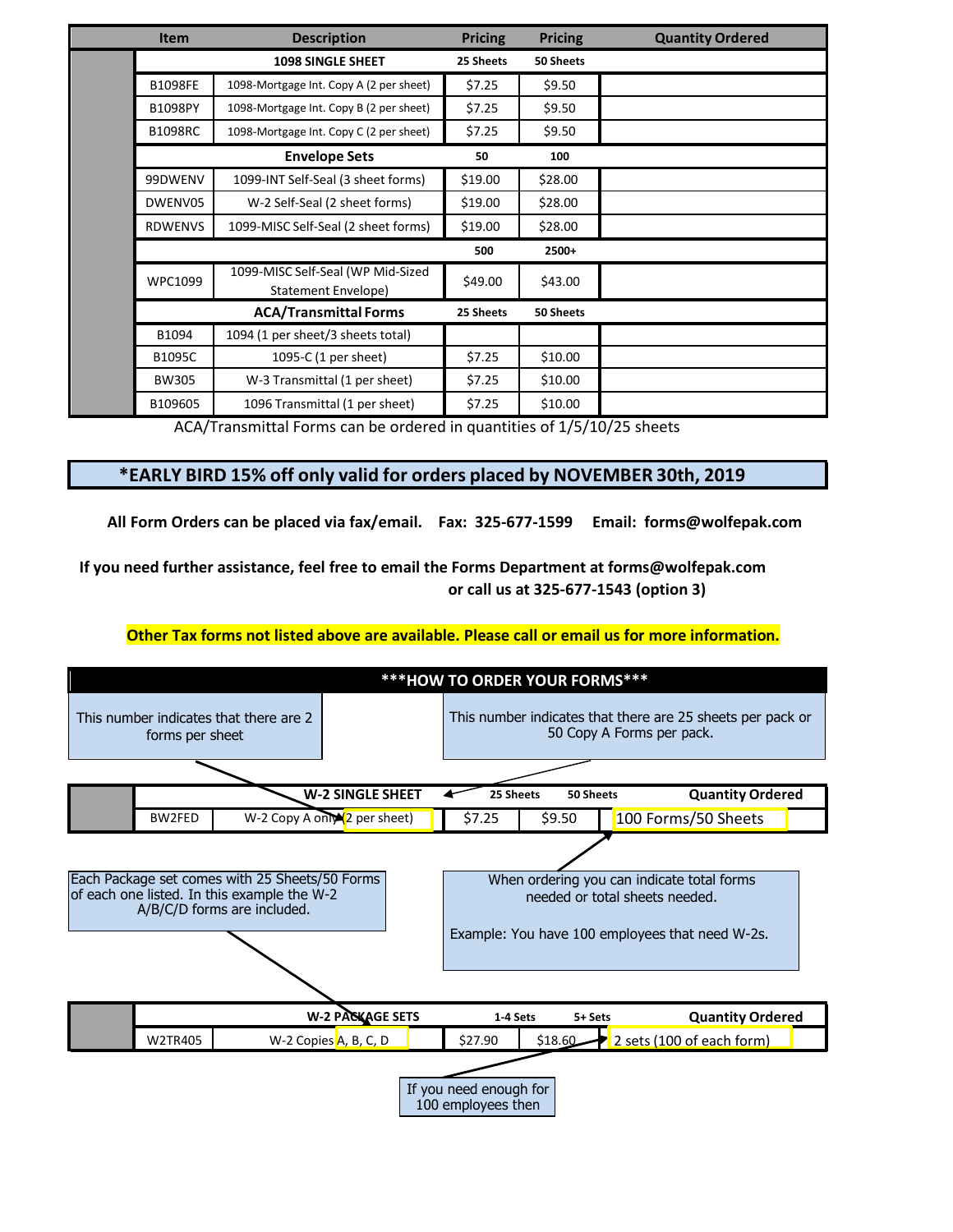| Item | Description | Pricing | Pricing | Quantity Ordered |
|---|---|---|---|---|
| | **1098 SINGLE SHEET** | **25 Sheets** | **50 Sheets** | |
| B1098FE | 1098-Mortgage Int. Copy A (2 per sheet) | $7.25 | $9.50 | |
| B1098PY | 1098-Mortgage Int. Copy B (2 per sheet) | $7.25 | $9.50 | |
| B1098RC | 1098-Mortgage Int. Copy C (2 per sheet) | $7.25 | $9.50 | |
| | **Envelope Sets** | **50** | **100** | |
| 99DWENV | 1099-INT Self-Seal (3 sheet forms) | $19.00 | $28.00 | |
| DWENV05 | W-2 Self-Seal (2 sheet forms) | $19.00 | $28.00 | |
| RDWENVS | 1099-MISC Self-Seal (2 sheet forms) | $19.00 | $28.00 | |
| | | **500** | **2500+** | |
| WPC1099 | 1099-MISC Self-Seal (WP Mid-Sized Statement Envelope) | $49.00 | $43.00 | |
| | **ACA/Transmittal Forms** | **25 Sheets** | **50 Sheets** | |
| B1094 | 1094 (1 per sheet/3 sheets total) | | | |
| B1095C | 1095-C (1 per sheet) | $7.25 | $10.00 | |
| BW305 | W-3 Transmittal (1 per sheet) | $7.25 | $10.00 | |
| B109605 | 1096 Transmittal (1 per sheet) | $7.25 | $10.00 | |

ACA/Transmittal Forms can be ordered in quantities of 1/5/10/25 sheets

**\*EARLY BIRD 15% off only valid for orders placed by NOVEMBER 30th, 2019**

**All Form Orders can be placed via fax/email. Fax: 325-677-1599 Email: forms@wolfepak.com**

**If you need further assistance, feel free to email the Forms Department at forms@wolfepak.com or call us at 325-677-1543 (option 3)**

**Other Tax forms not listed above are available. Please call or email us for more information.**

## \*\*\*HOW TO ORDER YOUR FORMS\*\*\*

This number indicates that there are 2 forms per sheet

This number indicates that there are 25 sheets per pack or 50 Copy A Forms per pack.

| | | | | |
|---|---|---|---|---|
| | **W-2 SINGLE SHEET** | **25 Sheets** | **50 Sheets** | **Quantity Ordered** |
| BW2FED | W-2 Copy A only (2 per sheet) | $7.25 | $9.50 | 100 Forms/50 Sheets |

Each Package set comes with 25 Sheets/50 Forms of each one listed. In this example the W-2 A/B/C/D forms are included.

When ordering you can indicate total forms needed or total sheets needed.

Example: You have 100 employees that need W-2s.

| | | | | |
|---|---|---|---|---|
| | **W-2 PACKAGE SETS** | **1-4 Sets** | **5+ Sets** | **Quantity Ordered** |
| W2TR405 | W-2 Copies A, B, C, D | $27.90 | $18.60 | 2 sets (100 of each form) |

If you need enough for 100 employees then